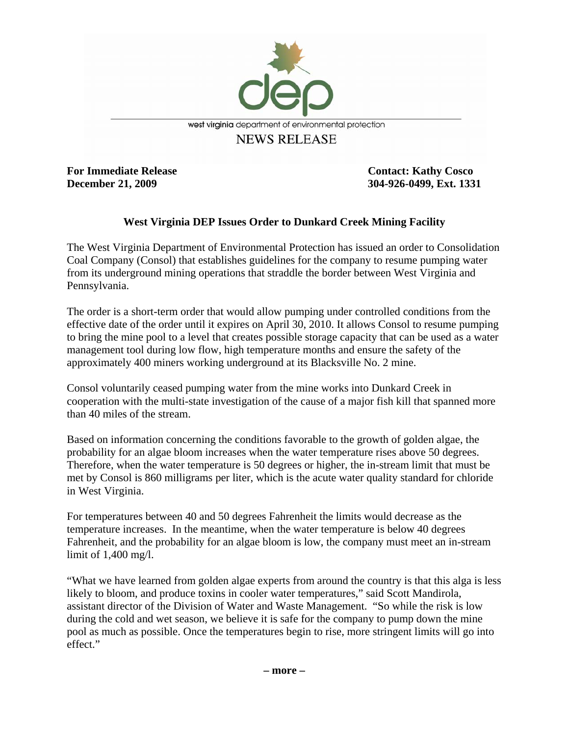west virginia department of environmental protection

NEWS RELEASE

**For Immediate Release**
**December 21, 2009**

**Contact: Kathy Cosco**
**304-926-0499, Ext. 1331**

## West Virginia DEP Issues Order to Dunkard Creek Mining Facility

The West Virginia Department of Environmental Protection has issued an order to Consolidation Coal Company (Consol) that establishes guidelines for the company to resume pumping water from its underground mining operations that straddle the border between West Virginia and Pennsylvania.

The order is a short-term order that would allow pumping under controlled conditions from the effective date of the order until it expires on April 30, 2010. It allows Consol to resume pumping to bring the mine pool to a level that creates possible storage capacity that can be used as a water management tool during low flow, high temperature months and ensure the safety of the approximately 400 miners working underground at its Blacksville No. 2 mine.

Consol voluntarily ceased pumping water from the mine works into Dunkard Creek in cooperation with the multi-state investigation of the cause of a major fish kill that spanned more than 40 miles of the stream.

Based on information concerning the conditions favorable to the growth of golden algae, the probability for an algae bloom increases when the water temperature rises above 50 degrees. Therefore, when the water temperature is 50 degrees or higher, the in-stream limit that must be met by Consol is 860 milligrams per liter, which is the acute water quality standard for chloride in West Virginia.

For temperatures between 40 and 50 degrees Fahrenheit the limits would decrease as the temperature increases. In the meantime, when the water temperature is below 40 degrees Fahrenheit, and the probability for an algae bloom is low, the company must meet an in-stream limit of 1,400 mg/l.

"What we have learned from golden algae experts from around the country is that this alga is less likely to bloom, and produce toxins in cooler water temperatures," said Scott Mandirola, assistant director of the Division of Water and Waste Management. "So while the risk is low during the cold and wet season, we believe it is safe for the company to pump down the mine pool as much as possible. Once the temperatures begin to rise, more stringent limits will go into effect."

**– more –**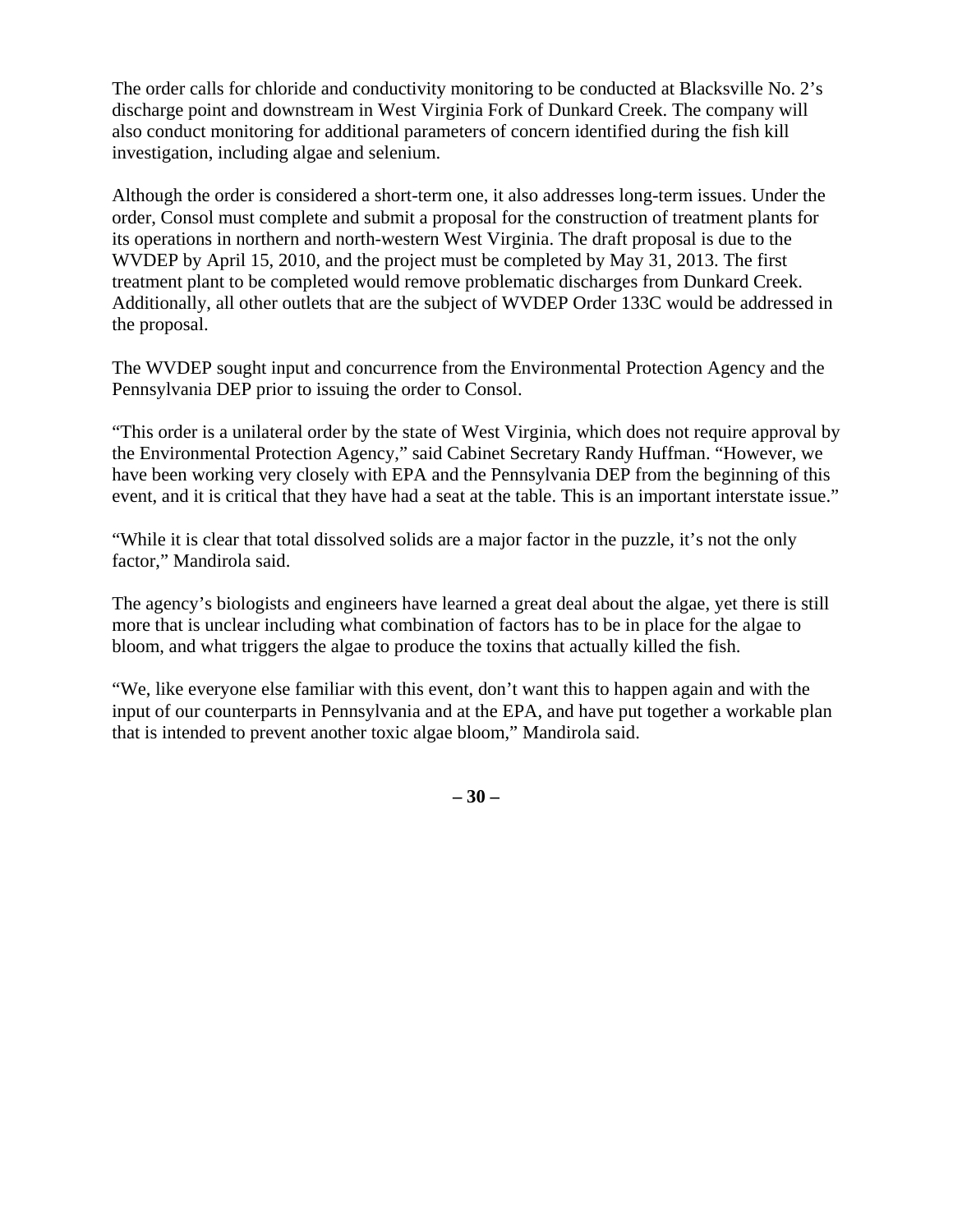The order calls for chloride and conductivity monitoring to be conducted at Blacksville No. 2's discharge point and downstream in West Virginia Fork of Dunkard Creek. The company will also conduct monitoring for additional parameters of concern identified during the fish kill investigation, including algae and selenium.

Although the order is considered a short-term one, it also addresses long-term issues. Under the order, Consol must complete and submit a proposal for the construction of treatment plants for its operations in northern and north-western West Virginia. The draft proposal is due to the WVDEP by April 15, 2010, and the project must be completed by May 31, 2013. The first treatment plant to be completed would remove problematic discharges from Dunkard Creek. Additionally, all other outlets that are the subject of WVDEP Order 133C would be addressed in the proposal.

The WVDEP sought input and concurrence from the Environmental Protection Agency and the Pennsylvania DEP prior to issuing the order to Consol.

"This order is a unilateral order by the state of West Virginia, which does not require approval by the Environmental Protection Agency," said Cabinet Secretary Randy Huffman. "However, we have been working very closely with EPA and the Pennsylvania DEP from the beginning of this event, and it is critical that they have had a seat at the table. This is an important interstate issue."

"While it is clear that total dissolved solids are a major factor in the puzzle, it's not the only factor," Mandirola said.

The agency's biologists and engineers have learned a great deal about the algae, yet there is still more that is unclear including what combination of factors has to be in place for the algae to bloom, and what triggers the algae to produce the toxins that actually killed the fish.

"We, like everyone else familiar with this event, don't want this to happen again and with the input of our counterparts in Pennsylvania and at the EPA, and have put together a workable plan that is intended to prevent another toxic algae bloom," Mandirola said.

**– 30 –**